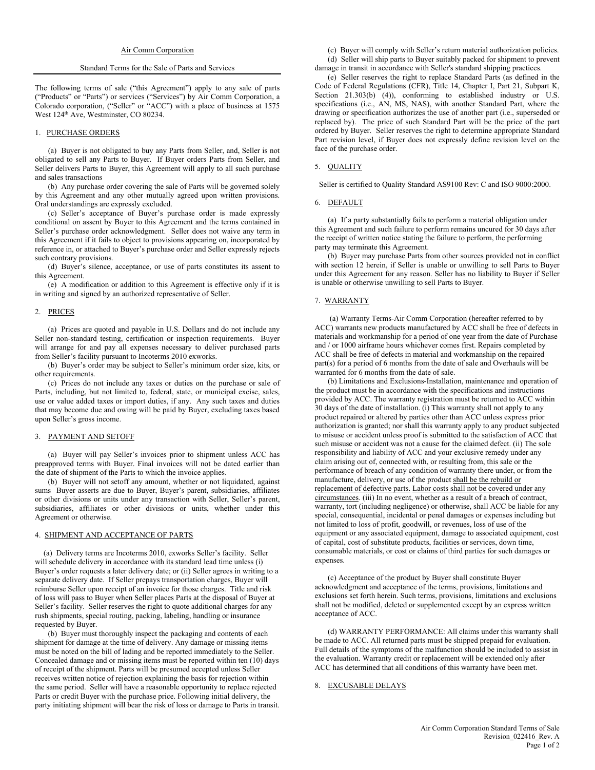Air Comm Corporation

Standard Terms for the Sale of Parts and Services

The following terms of sale ("this Agreement") apply to any sale of parts ("Products" or "Parts") or services ("Services") by Air Comm Corporation, a Colorado corporation, ("Seller" or "ACC") with a place of business at 1575 West 124th Ave, Westminster, CO 80234.

## 1. PURCHASE ORDERS

(a) Buyer is not obligated to buy any Parts from Seller, and, Seller is not obligated to sell any Parts to Buyer. If Buyer orders Parts from Seller, and Seller delivers Parts to Buyer, this Agreement will apply to all such purchase and sales transactions

(b) Any purchase order covering the sale of Parts will be governed solely by this Agreement and any other mutually agreed upon written provisions. Oral understandings are expressly excluded.

(c) Seller's acceptance of Buyer's purchase order is made expressly conditional on assent by Buyer to this Agreement and the terms contained in Seller's purchase order acknowledgment. Seller does not waive any term in this Agreement if it fails to object to provisions appearing on, incorporated by reference in, or attached to Buyer's purchase order and Seller expressly rejects such contrary provisions.

(d) Buyer's silence, acceptance, or use of parts constitutes its assent to this Agreement.

(e) A modification or addition to this Agreement is effective only if it is in writing and signed by an authorized representative of Seller.

## 2. PRICES

(a) Prices are quoted and payable in U.S. Dollars and do not include any Seller non-standard testing, certification or inspection requirements. Buyer will arrange for and pay all expenses necessary to deliver purchased parts from Seller's facility pursuant to Incoterms 2010 exworks.

(b) Buyer's order may be subject to Seller's minimum order size, kits, or other requirements.

(c) Prices do not include any taxes or duties on the purchase or sale of Parts, including, but not limited to, federal, state, or municipal excise, sales, use or value added taxes or import duties, if any. Any such taxes and duties that may become due and owing will be paid by Buyer, excluding taxes based upon Seller's gross income.

## 3. PAYMENT AND SETOFF

(a) Buyer will pay Seller's invoices prior to shipment unless ACC has preapproved terms with Buyer. Final invoices will not be dated earlier than the date of shipment of the Parts to which the invoice applies.

(b) Buyer will not setoff any amount, whether or not liquidated, against sums Buyer asserts are due to Buyer, Buyer's parent, subsidiaries, affiliates or other divisions or units under any transaction with Seller, Seller's parent, subsidiaries, affiliates or other divisions or units, whether under this Agreement or otherwise.

## 4. SHIPMENT AND ACCEPTANCE OF PARTS

(a) Delivery terms are Incoterms 2010, exworks Seller's facility. Seller will schedule delivery in accordance with its standard lead time unless (i) Buyer's order requests a later delivery date; or (ii) Seller agrees in writing to a separate delivery date. If Seller prepays transportation charges, Buyer will reimburse Seller upon receipt of an invoice for those charges. Title and risk of loss will pass to Buyer when Seller places Parts at the disposal of Buyer at Seller's facility. Seller reserves the right to quote additional charges for any rush shipments, special routing, packing, labeling, handling or insurance requested by Buyer.

(b) Buyer must thoroughly inspect the packaging and contents of each shipment for damage at the time of delivery. Any damage or missing items must be noted on the bill of lading and be reported immediately to the Seller. Concealed damage and or missing items must be reported within ten (10) days of receipt of the shipment. Parts will be presumed accepted unless Seller receives written notice of rejection explaining the basis for rejection within the same period. Seller will have a reasonable opportunity to replace rejected Parts or credit Buyer with the purchase price. Following initial delivery, the party initiating shipment will bear the risk of loss or damage to Parts in transit.

(c) Buyer will comply with Seller's return material authorization policies.

(d) Seller will ship parts to Buyer suitably packed for shipment to prevent damage in transit in accordance with Seller's standard shipping practices.

(e) Seller reserves the right to replace Standard Parts (as defined in the Code of Federal Regulations (CFR), Title 14, Chapter I, Part 21, Subpart K, Section 21.303(b) (4)), conforming to established industry or U.S. specifications (i.e., AN, MS, NAS), with another Standard Part, where the drawing or specification authorizes the use of another part (i.e., superseded or replaced by). The price of such Standard Part will be the price of the part ordered by Buyer. Seller reserves the right to determine appropriate Standard Part revision level, if Buyer does not expressly define revision level on the face of the purchase order.

## 5. QUALITY

Seller is certified to Quality Standard AS9100 Rev: C and ISO 9000:2000.

## 6. DEFAULT

(a) If a party substantially fails to perform a material obligation under this Agreement and such failure to perform remains uncured for 30 days after the receipt of written notice stating the failure to perform, the performing party may terminate this Agreement.

(b) Buyer may purchase Parts from other sources provided not in conflict with section 12 herein, if Seller is unable or unwilling to sell Parts to Buyer under this Agreement for any reason. Seller has no liability to Buyer if Seller is unable or otherwise unwilling to sell Parts to Buyer.

## 7. WARRANTY

(a) Warranty Terms-Air Comm Corporation (hereafter referred to by ACC) warrants new products manufactured by ACC shall be free of defects in materials and workmanship for a period of one year from the date of Purchase and / or 1000 airframe hours whichever comes first. Repairs completed by ACC shall be free of defects in material and workmanship on the repaired part(s) for a period of 6 months from the date of sale and Overhauls will be warranted for 6 months from the date of sale.

(b) Limitations and Exclusions-Installation, maintenance and operation of the product must be in accordance with the specifications and instructions provided by ACC. The warranty registration must be returned to ACC within 30 days of the date of installation. (i) This warranty shall not apply to any product repaired or altered by parties other than ACC unless express prior authorization is granted; nor shall this warranty apply to any product subjected to misuse or accident unless proof is submitted to the satisfaction of ACC that such misuse or accident was not a cause for the claimed defect. (ii) The sole responsibility and liability of ACC and your exclusive remedy under any claim arising out of, connected with, or resulting from, this sale or the performance of breach of any condition of warranty there under, or from the manufacture, delivery, or use of the product <u>shall be the rebuild or replacement of defective parts.</u> <u>Labor costs shall not be covered under any circumstances</u>. (iii) In no event, whether as a result of a breach of contract, warranty, tort (including negligence) or otherwise, shall ACC be liable for any special, consequential, incidental or penal damages or expenses including but not limited to loss of profit, goodwill, or revenues, loss of use of the equipment or any associated equipment, damage to associated equipment, cost of capital, cost of substitute products, facilities or services, down time, consumable materials, or cost or claims of third parties for such damages or expenses.

(c) Acceptance of the product by Buyer shall constitute Buyer acknowledgment and acceptance of the terms, provisions, limitations and exclusions set forth herein. Such terms, provisions, limitations and exclusions shall not be modified, deleted or supplemented except by an express written acceptance of ACC.

(d) WARRANTY PERFORMANCE: All claims under this warranty shall be made to ACC. All returned parts must be shipped prepaid for evaluation. Full details of the symptoms of the malfunction should be included to assist in the evaluation. Warranty credit or replacement will be extended only after ACC has determined that all conditions of this warranty have been met.

## 8. EXCUSABLE DELAYS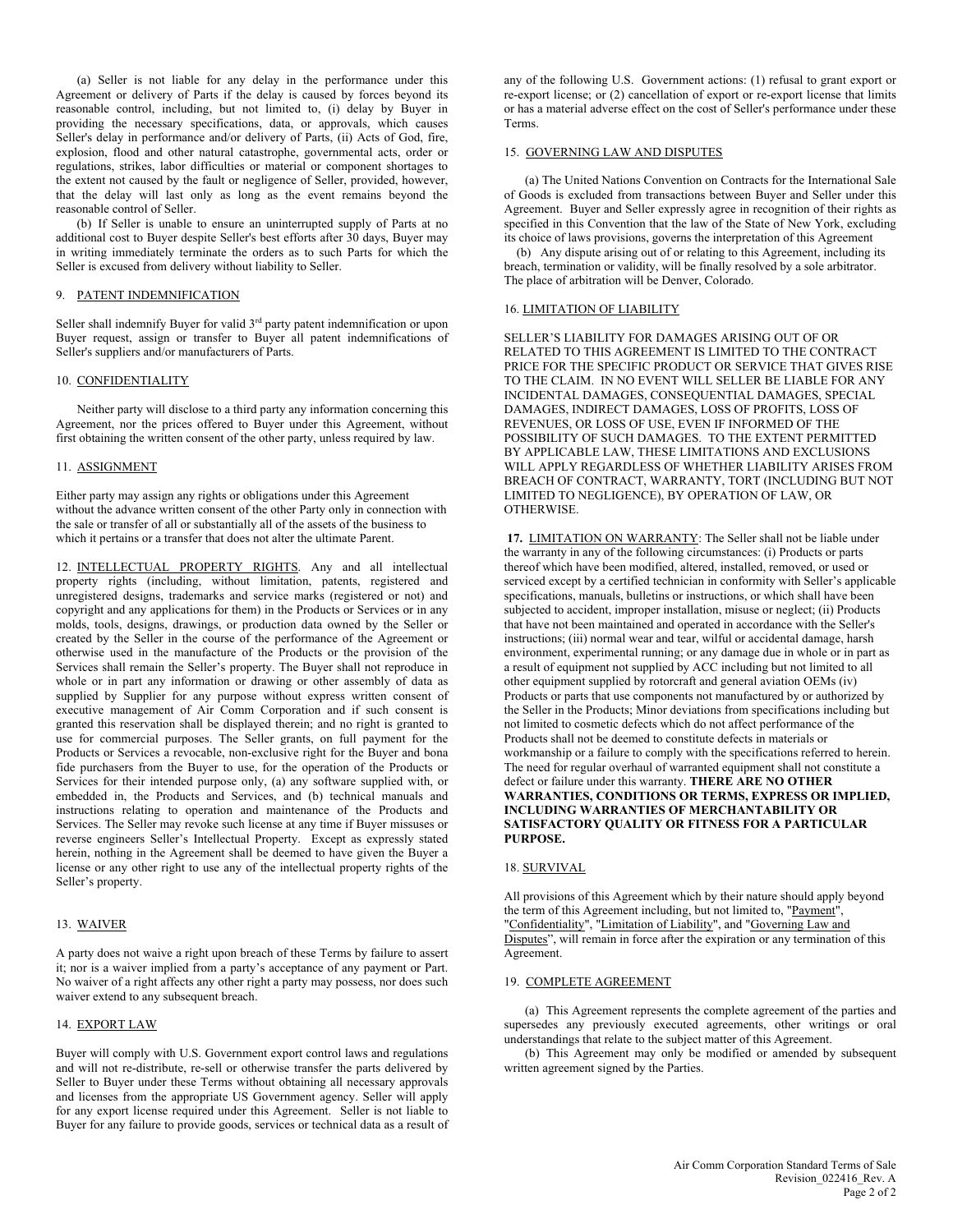(a) Seller is not liable for any delay in the performance under this Agreement or delivery of Parts if the delay is caused by forces beyond its reasonable control, including, but not limited to, (i) delay by Buyer in providing the necessary specifications, data, or approvals, which causes Seller's delay in performance and/or delivery of Parts, (ii) Acts of God, fire, explosion, flood and other natural catastrophe, governmental acts, order or regulations, strikes, labor difficulties or material or component shortages to the extent not caused by the fault or negligence of Seller, provided, however, that the delay will last only as long as the event remains beyond the reasonable control of Seller.

(b) If Seller is unable to ensure an uninterrupted supply of Parts at no additional cost to Buyer despite Seller's best efforts after 30 days, Buyer may in writing immediately terminate the orders as to such Parts for which the Seller is excused from delivery without liability to Seller.

9. PATENT INDEMNIFICATION

Seller shall indemnify Buyer for valid 3rd party patent indemnification or upon Buyer request, assign or transfer to Buyer all patent indemnifications of Seller's suppliers and/or manufacturers of Parts.

10. CONFIDENTIALITY

Neither party will disclose to a third party any information concerning this Agreement, nor the prices offered to Buyer under this Agreement, without first obtaining the written consent of the other party, unless required by law.

11. ASSIGNMENT

Either party may assign any rights or obligations under this Agreement without the advance written consent of the other Party only in connection with the sale or transfer of all or substantially all of the assets of the business to which it pertains or a transfer that does not alter the ultimate Parent.

12. INTELLECTUAL PROPERTY RIGHTS. Any and all intellectual property rights (including, without limitation, patents, registered and unregistered designs, trademarks and service marks (registered or not) and copyright and any applications for them) in the Products or Services or in any molds, tools, designs, drawings, or production data owned by the Seller or created by the Seller in the course of the performance of the Agreement or otherwise used in the manufacture of the Products or the provision of the Services shall remain the Seller's property. The Buyer shall not reproduce in whole or in part any information or drawing or other assembly of data as supplied by Supplier for any purpose without express written consent of executive management of Air Comm Corporation and if such consent is granted this reservation shall be displayed therein; and no right is granted to use for commercial purposes. The Seller grants, on full payment for the Products or Services a revocable, non-exclusive right for the Buyer and bona fide purchasers from the Buyer to use, for the operation of the Products or Services for their intended purpose only, (a) any software supplied with, or embedded in, the Products and Services, and (b) technical manuals and instructions relating to operation and maintenance of the Products and Services. The Seller may revoke such license at any time if Buyer misuses or reverse engineers Seller's Intellectual Property. Except as expressly stated herein, nothing in the Agreement shall be deemed to have given the Buyer a license or any other right to use any of the intellectual property rights of the Seller's property.

13. WAIVER

A party does not waive a right upon breach of these Terms by failure to assert it; nor is a waiver implied from a party's acceptance of any payment or Part. No waiver of a right affects any other right a party may possess, nor does such waiver extend to any subsequent breach.

14. EXPORT LAW

Buyer will comply with U.S. Government export control laws and regulations and will not re-distribute, re-sell or otherwise transfer the parts delivered by Seller to Buyer under these Terms without obtaining all necessary approvals and licenses from the appropriate US Government agency. Seller will apply for any export license required under this Agreement. Seller is not liable to Buyer for any failure to provide goods, services or technical data as a result of any of the following U.S. Government actions: (1) refusal to grant export or re-export license; or (2) cancellation of export or re-export license that limits or has a material adverse effect on the cost of Seller's performance under these Terms.

15. GOVERNING LAW AND DISPUTES

(a) The United Nations Convention on Contracts for the International Sale of Goods is excluded from transactions between Buyer and Seller under this Agreement. Buyer and Seller expressly agree in recognition of their rights as specified in this Convention that the law of the State of New York, excluding its choice of laws provisions, governs the interpretation of this Agreement

(b) Any dispute arising out of or relating to this Agreement, including its breach, termination or validity, will be finally resolved by a sole arbitrator. The place of arbitration will be Denver, Colorado.

16. LIMITATION OF LIABILITY

SELLER'S LIABILITY FOR DAMAGES ARISING OUT OF OR RELATED TO THIS AGREEMENT IS LIMITED TO THE CONTRACT PRICE FOR THE SPECIFIC PRODUCT OR SERVICE THAT GIVES RISE TO THE CLAIM. IN NO EVENT WILL SELLER BE LIABLE FOR ANY INCIDENTAL DAMAGES, CONSEQUENTIAL DAMAGES, SPECIAL DAMAGES, INDIRECT DAMAGES, LOSS OF PROFITS, LOSS OF REVENUES, OR LOSS OF USE, EVEN IF INFORMED OF THE POSSIBILITY OF SUCH DAMAGES. TO THE EXTENT PERMITTED BY APPLICABLE LAW, THESE LIMITATIONS AND EXCLUSIONS WILL APPLY REGARDLESS OF WHETHER LIABILITY ARISES FROM BREACH OF CONTRACT, WARRANTY, TORT (INCLUDING BUT NOT LIMITED TO NEGLIGENCE), BY OPERATION OF LAW, OR OTHERWISE.

**17.** LIMITATION ON WARRANTY: The Seller shall not be liable under the warranty in any of the following circumstances: (i) Products or parts thereof which have been modified, altered, installed, removed, or used or serviced except by a certified technician in conformity with Seller's applicable specifications, manuals, bulletins or instructions, or which shall have been subjected to accident, improper installation, misuse or neglect; (ii) Products that have not been maintained and operated in accordance with the Seller's instructions; (iii) normal wear and tear, wilful or accidental damage, harsh environment, experimental running; or any damage due in whole or in part as a result of equipment not supplied by ACC including but not limited to all other equipment supplied by rotorcraft and general aviation OEMs (iv) Products or parts that use components not manufactured by or authorized by the Seller in the Products; Minor deviations from specifications including but not limited to cosmetic defects which do not affect performance of the Products shall not be deemed to constitute defects in materials or workmanship or a failure to comply with the specifications referred to herein. The need for regular overhaul of warranted equipment shall not constitute a defect or failure under this warranty. **THERE ARE NO OTHER WARRANTIES, CONDITIONS OR TERMS, EXPRESS OR IMPLIED, INCLUDING WARRANTIES OF MERCHANTABILITY OR SATISFACTORY QUALITY OR FITNESS FOR A PARTICULAR PURPOSE.**

18. SURVIVAL

All provisions of this Agreement which by their nature should apply beyond the term of this Agreement including, but not limited to, "Payment", "Confidentiality", "Limitation of Liability", and "Governing Law and Disputes", will remain in force after the expiration or any termination of this Agreement.

19. COMPLETE AGREEMENT

(a) This Agreement represents the complete agreement of the parties and supersedes any previously executed agreements, other writings or oral understandings that relate to the subject matter of this Agreement.

(b) This Agreement may only be modified or amended by subsequent written agreement signed by the Parties.